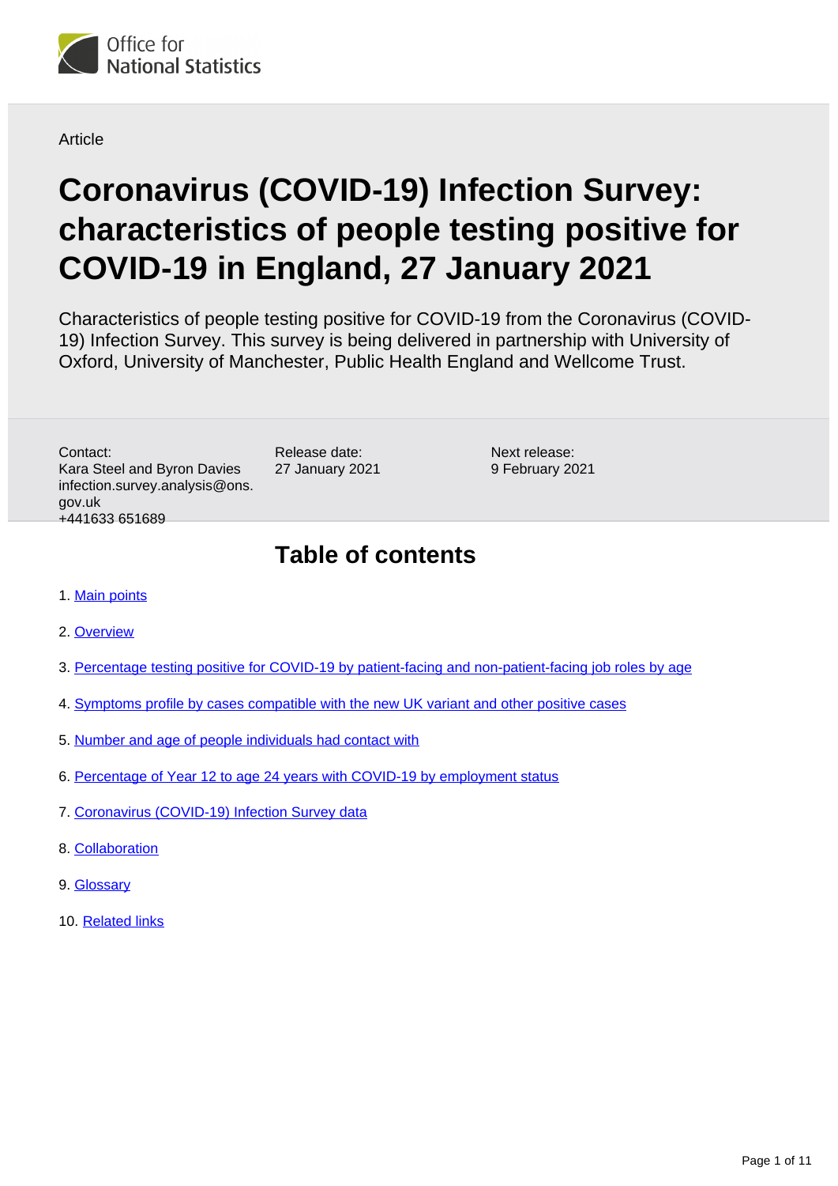Office for National Statistics

Article

# Coronavirus (COVID-19) Infection Survey: characteristics of people testing positive for COVID-19 in England, 27 January 2021

Characteristics of people testing positive for COVID-19 from the Coronavirus (COVID-19) Infection Survey. This survey is being delivered in partnership with University of Oxford, University of Manchester, Public Health England and Wellcome Trust.

Contact:
Kara Steel and Byron Davies
infection.survey.analysis@ons.gov.uk
+441633 651689

Release date:
27 January 2021

Next release:
9 February 2021

## Table of contents

1. Main points
2. Overview
3. Percentage testing positive for COVID-19 by patient-facing and non-patient-facing job roles by age
4. Symptoms profile by cases compatible with the new UK variant and other positive cases
5. Number and age of people individuals had contact with
6. Percentage of Year 12 to age 24 years with COVID-19 by employment status
7. Coronavirus (COVID-19) Infection Survey data
8. Collaboration
9. Glossary
10. Related links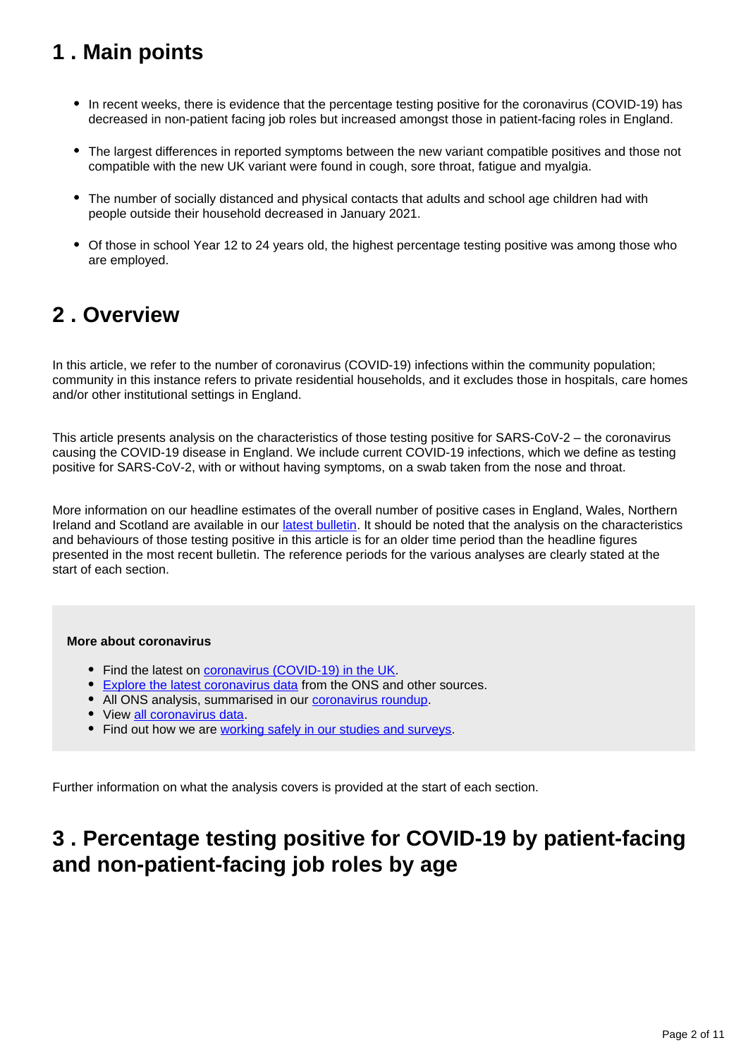## 1 . Main points

- In recent weeks, there is evidence that the percentage testing positive for the coronavirus (COVID-19) has decreased in non-patient facing job roles but increased amongst those in patient-facing roles in England.
- The largest differences in reported symptoms between the new variant compatible positives and those not compatible with the new UK variant were found in cough, sore throat, fatigue and myalgia.
- The number of socially distanced and physical contacts that adults and school age children had with people outside their household decreased in January 2021.
- Of those in school Year 12 to 24 years old, the highest percentage testing positive was among those who are employed.

## 2 . Overview

In this article, we refer to the number of coronavirus (COVID-19) infections within the community population; community in this instance refers to private residential households, and it excludes those in hospitals, care homes and/or other institutional settings in England.

This article presents analysis on the characteristics of those testing positive for SARS-CoV-2 – the coronavirus causing the COVID-19 disease in England. We include current COVID-19 infections, which we define as testing positive for SARS-CoV-2, with or without having symptoms, on a swab taken from the nose and throat.

More information on our headline estimates of the overall number of positive cases in England, Wales, Northern Ireland and Scotland are available in our latest bulletin. It should be noted that the analysis on the characteristics and behaviours of those testing positive in this article is for an older time period than the headline figures presented in the most recent bulletin. The reference periods for the various analyses are clearly stated at the start of each section.

**More about coronavirus**

- Find the latest on coronavirus (COVID-19) in the UK.
- Explore the latest coronavirus data from the ONS and other sources.
- All ONS analysis, summarised in our coronavirus roundup.
- View all coronavirus data.
- Find out how we are working safely in our studies and surveys.

Further information on what the analysis covers is provided at the start of each section.

## 3 . Percentage testing positive for COVID-19 by patient-facing and non-patient-facing job roles by age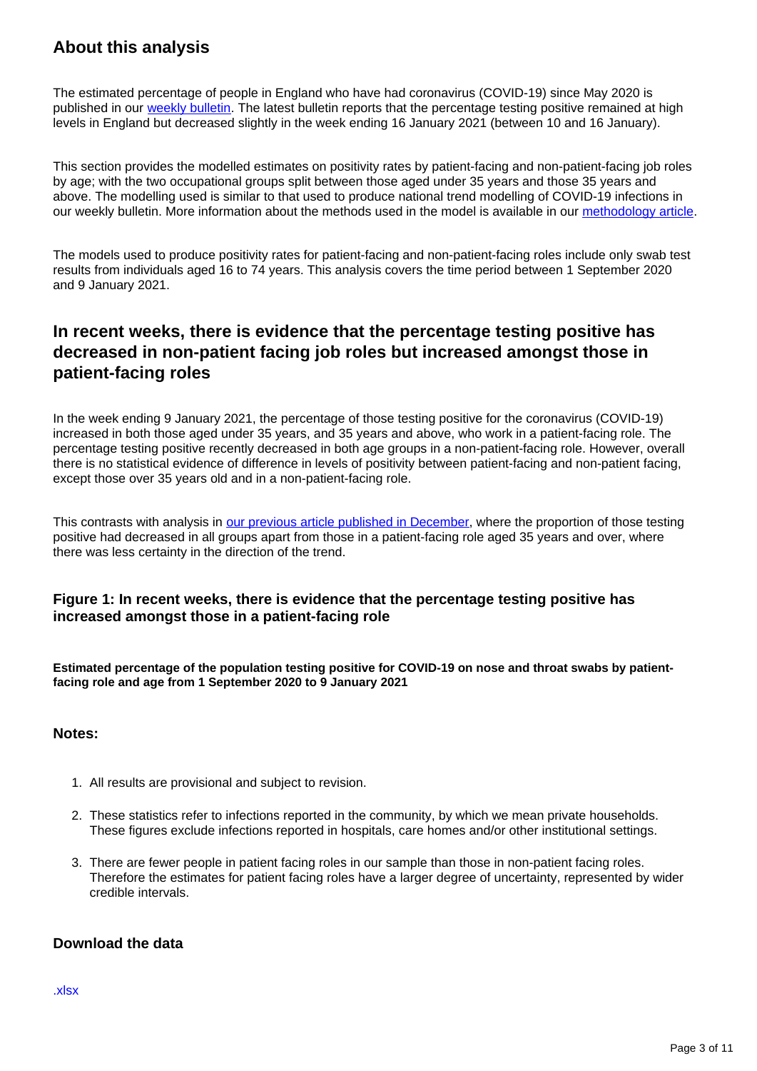## About this analysis

The estimated percentage of people in England who have had coronavirus (COVID-19) since May 2020 is published in our [weekly bulletin](). The latest bulletin reports that the percentage testing positive remained at high levels in England but decreased slightly in the week ending 16 January 2021 (between 10 and 16 January).

This section provides the modelled estimates on positivity rates by patient-facing and non-patient-facing job roles by age; with the two occupational groups split between those aged under 35 years and those 35 years and above. The modelling used is similar to that used to produce national trend modelling of COVID-19 infections in our weekly bulletin. More information about the methods used in the model is available in our [methodology article]().

The models used to produce positivity rates for patient-facing and non-patient-facing roles include only swab test results from individuals aged 16 to 74 years. This analysis covers the time period between 1 September 2020 and 9 January 2021.

## In recent weeks, there is evidence that the percentage testing positive has decreased in non-patient facing job roles but increased amongst those in patient-facing roles

In the week ending 9 January 2021, the percentage of those testing positive for the coronavirus (COVID-19) increased in both those aged under 35 years, and 35 years and above, who work in a patient-facing role. The percentage testing positive recently decreased in both age groups in a non-patient-facing role. However, overall there is no statistical evidence of difference in levels of positivity between patient-facing and non-patient facing, except those over 35 years old and in a non-patient-facing role.

This contrasts with analysis in [our previous article published in December](), where the proportion of those testing positive had decreased in all groups apart from those in a patient-facing role aged 35 years and over, where there was less certainty in the direction of the trend.

### Figure 1: In recent weeks, there is evidence that the percentage testing positive has increased amongst those in a patient-facing role

**Estimated percentage of the population testing positive for COVID-19 on nose and throat swabs by patient-facing role and age from 1 September 2020 to 9 January 2021**

### Notes:

1. All results are provisional and subject to revision.
2. These statistics refer to infections reported in the community, by which we mean private households. These figures exclude infections reported in hospitals, care homes and/or other institutional settings.
3. There are fewer people in patient facing roles in our sample than those in non-patient facing roles. Therefore the estimates for patient facing roles have a larger degree of uncertainty, represented by wider credible intervals.

### Download the data

[.xlsx]()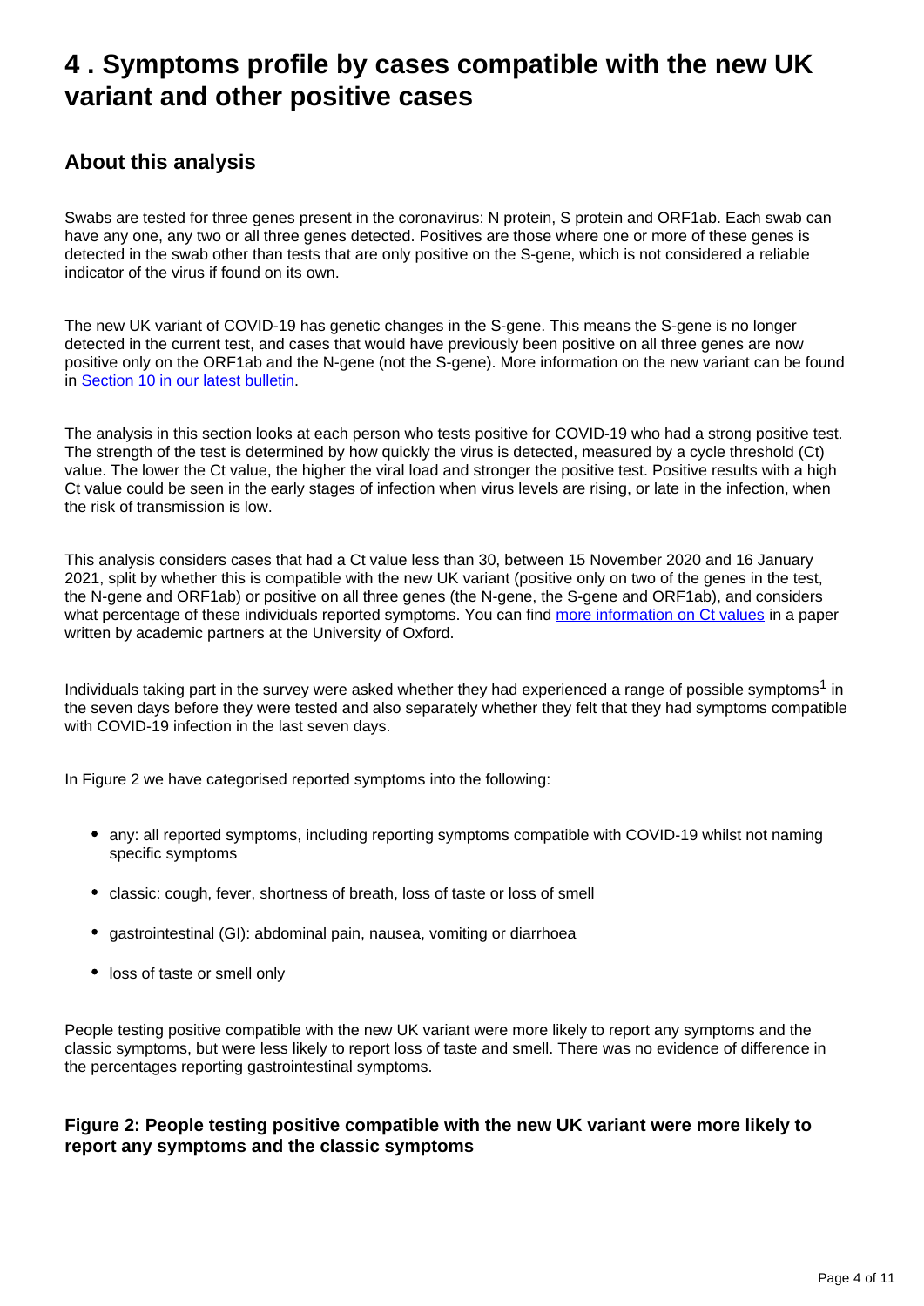# 4 . Symptoms profile by cases compatible with the new UK variant and other positive cases

## About this analysis

Swabs are tested for three genes present in the coronavirus: N protein, S protein and ORF1ab. Each swab can have any one, any two or all three genes detected. Positives are those where one or more of these genes is detected in the swab other than tests that are only positive on the S-gene, which is not considered a reliable indicator of the virus if found on its own.

The new UK variant of COVID-19 has genetic changes in the S-gene. This means the S-gene is no longer detected in the current test, and cases that would have previously been positive on all three genes are now positive only on the ORF1ab and the N-gene (not the S-gene). More information on the new variant can be found in [Section 10 in our latest bulletin](#).

The analysis in this section looks at each person who tests positive for COVID-19 who had a strong positive test. The strength of the test is determined by how quickly the virus is detected, measured by a cycle threshold (Ct) value. The lower the Ct value, the higher the viral load and stronger the positive test. Positive results with a high Ct value could be seen in the early stages of infection when virus levels are rising, or late in the infection, when the risk of transmission is low.

This analysis considers cases that had a Ct value less than 30, between 15 November 2020 and 16 January 2021, split by whether this is compatible with the new UK variant (positive only on two of the genes in the test, the N-gene and ORF1ab) or positive on all three genes (the N-gene, the S-gene and ORF1ab), and considers what percentage of these individuals reported symptoms. You can find [more information on Ct values](#) in a paper written by academic partners at the University of Oxford.

Individuals taking part in the survey were asked whether they had experienced a range of possible symptoms[1] in the seven days before they were tested and also separately whether they felt that they had symptoms compatible with COVID-19 infection in the last seven days.

In Figure 2 we have categorised reported symptoms into the following:

- any: all reported symptoms, including reporting symptoms compatible with COVID-19 whilst not naming specific symptoms
- classic: cough, fever, shortness of breath, loss of taste or loss of smell
- gastrointestinal (GI): abdominal pain, nausea, vomiting or diarrhoea
- loss of taste or smell only

People testing positive compatible with the new UK variant were more likely to report any symptoms and the classic symptoms, but were less likely to report loss of taste and smell. There was no evidence of difference in the percentages reporting gastrointestinal symptoms.

### Figure 2: People testing positive compatible with the new UK variant were more likely to report any symptoms and the classic symptoms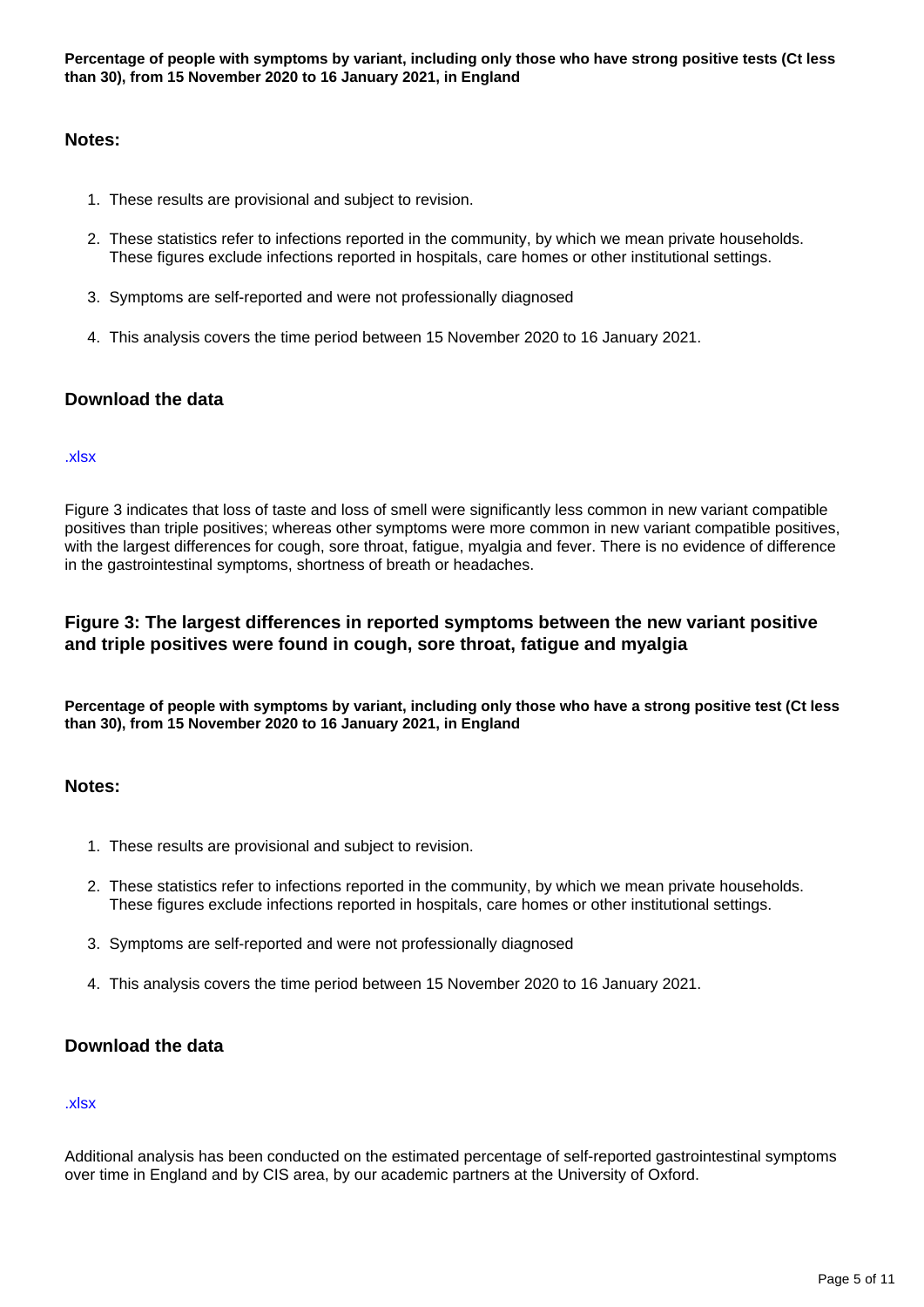**Percentage of people with symptoms by variant, including only those who have strong positive tests (Ct less than 30), from 15 November 2020 to 16 January 2021, in England**

### Notes:

1. These results are provisional and subject to revision.
2. These statistics refer to infections reported in the community, by which we mean private households. These figures exclude infections reported in hospitals, care homes or other institutional settings.
3. Symptoms are self-reported and were not professionally diagnosed
4. This analysis covers the time period between 15 November 2020 to 16 January 2021.

### Download the data

.xlsx

Figure 3 indicates that loss of taste and loss of smell were significantly less common in new variant compatible positives than triple positives; whereas other symptoms were more common in new variant compatible positives, with the largest differences for cough, sore throat, fatigue, myalgia and fever. There is no evidence of difference in the gastrointestinal symptoms, shortness of breath or headaches.

### Figure 3: The largest differences in reported symptoms between the new variant positive and triple positives were found in cough, sore throat, fatigue and myalgia

**Percentage of people with symptoms by variant, including only those who have a strong positive test (Ct less than 30), from 15 November 2020 to 16 January 2021, in England**

### Notes:

1. These results are provisional and subject to revision.
2. These statistics refer to infections reported in the community, by which we mean private households. These figures exclude infections reported in hospitals, care homes or other institutional settings.
3. Symptoms are self-reported and were not professionally diagnosed
4. This analysis covers the time period between 15 November 2020 to 16 January 2021.

### Download the data

.xlsx

Additional analysis has been conducted on the estimated percentage of self-reported gastrointestinal symptoms over time in England and by CIS area, by our academic partners at the University of Oxford.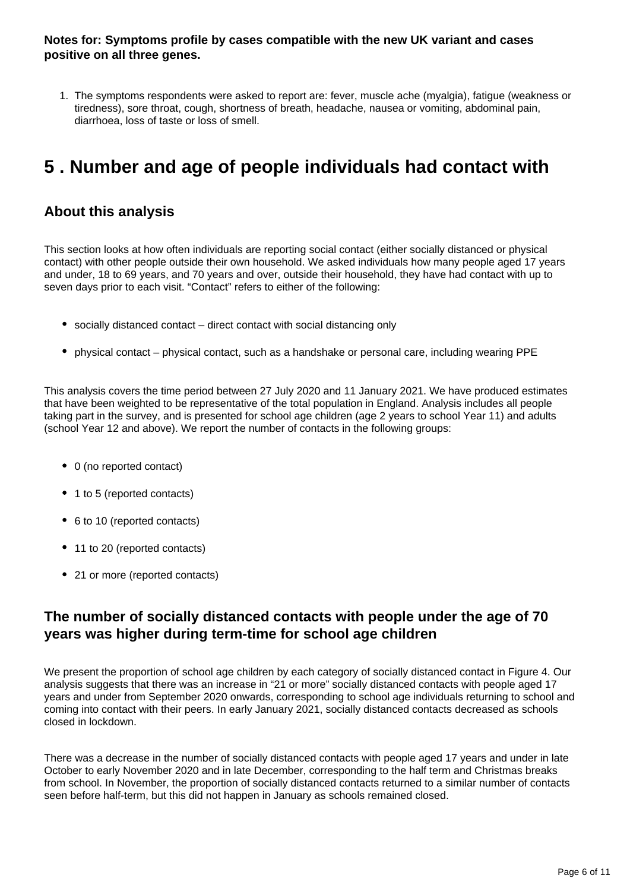**Notes for: Symptoms profile by cases compatible with the new UK variant and cases positive on all three genes.**

1. The symptoms respondents were asked to report are: fever, muscle ache (myalgia), fatigue (weakness or tiredness), sore throat, cough, shortness of breath, headache, nausea or vomiting, abdominal pain, diarrhoea, loss of taste or loss of smell.

# 5 . Number and age of people individuals had contact with

## About this analysis

This section looks at how often individuals are reporting social contact (either socially distanced or physical contact) with other people outside their own household. We asked individuals how many people aged 17 years and under, 18 to 69 years, and 70 years and over, outside their household, they have had contact with up to seven days prior to each visit. “Contact” refers to either of the following:

- socially distanced contact – direct contact with social distancing only
- physical contact – physical contact, such as a handshake or personal care, including wearing PPE

This analysis covers the time period between 27 July 2020 and 11 January 2021. We have produced estimates that have been weighted to be representative of the total population in England. Analysis includes all people taking part in the survey, and is presented for school age children (age 2 years to school Year 11) and adults (school Year 12 and above). We report the number of contacts in the following groups:

- 0 (no reported contact)
- 1 to 5 (reported contacts)
- 6 to 10 (reported contacts)
- 11 to 20 (reported contacts)
- 21 or more (reported contacts)

## The number of socially distanced contacts with people under the age of 70 years was higher during term-time for school age children

We present the proportion of school age children by each category of socially distanced contact in Figure 4. Our analysis suggests that there was an increase in “21 or more” socially distanced contacts with people aged 17 years and under from September 2020 onwards, corresponding to school age individuals returning to school and coming into contact with their peers. In early January 2021, socially distanced contacts decreased as schools closed in lockdown.

There was a decrease in the number of socially distanced contacts with people aged 17 years and under in late October to early November 2020 and in late December, corresponding to the half term and Christmas breaks from school. In November, the proportion of socially distanced contacts returned to a similar number of contacts seen before half-term, but this did not happen in January as schools remained closed.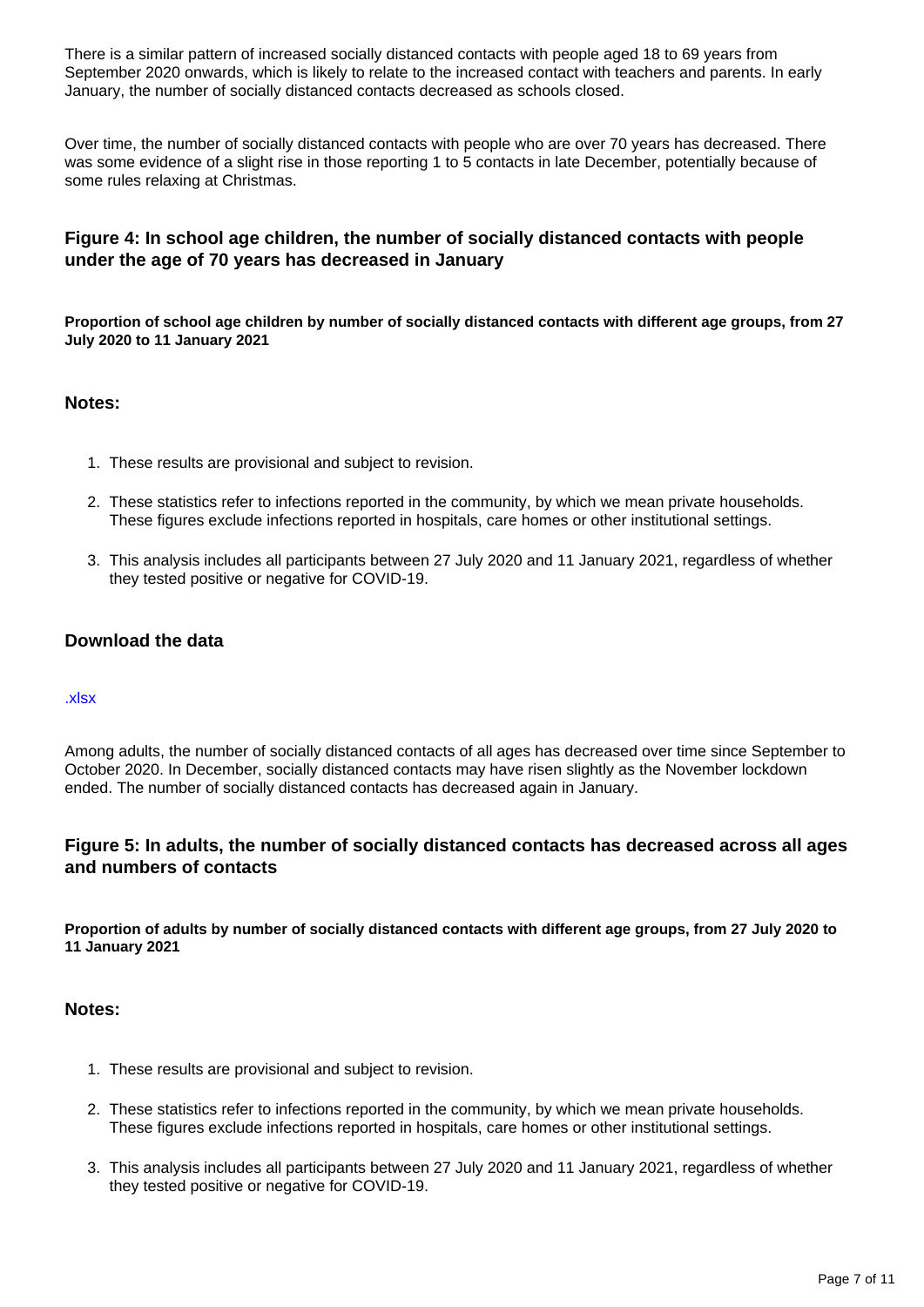There is a similar pattern of increased socially distanced contacts with people aged 18 to 69 years from September 2020 onwards, which is likely to relate to the increased contact with teachers and parents. In early January, the number of socially distanced contacts decreased as schools closed.

Over time, the number of socially distanced contacts with people who are over 70 years has decreased. There was some evidence of a slight rise in those reporting 1 to 5 contacts in late December, potentially because of some rules relaxing at Christmas.

### Figure 4: In school age children, the number of socially distanced contacts with people under the age of 70 years has decreased in January

**Proportion of school age children by number of socially distanced contacts with different age groups, from 27 July 2020 to 11 January 2021**

### Notes:

1. These results are provisional and subject to revision.
2. These statistics refer to infections reported in the community, by which we mean private households. These figures exclude infections reported in hospitals, care homes or other institutional settings.
3. This analysis includes all participants between 27 July 2020 and 11 January 2021, regardless of whether they tested positive or negative for COVID-19.

### Download the data

.xlsx

Among adults, the number of socially distanced contacts of all ages has decreased over time since September to October 2020. In December, socially distanced contacts may have risen slightly as the November lockdown ended. The number of socially distanced contacts has decreased again in January.

### Figure 5: In adults, the number of socially distanced contacts has decreased across all ages and numbers of contacts

**Proportion of adults by number of socially distanced contacts with different age groups, from 27 July 2020 to 11 January 2021**

### Notes:

1. These results are provisional and subject to revision.
2. These statistics refer to infections reported in the community, by which we mean private households. These figures exclude infections reported in hospitals, care homes or other institutional settings.
3. This analysis includes all participants between 27 July 2020 and 11 January 2021, regardless of whether they tested positive or negative for COVID-19.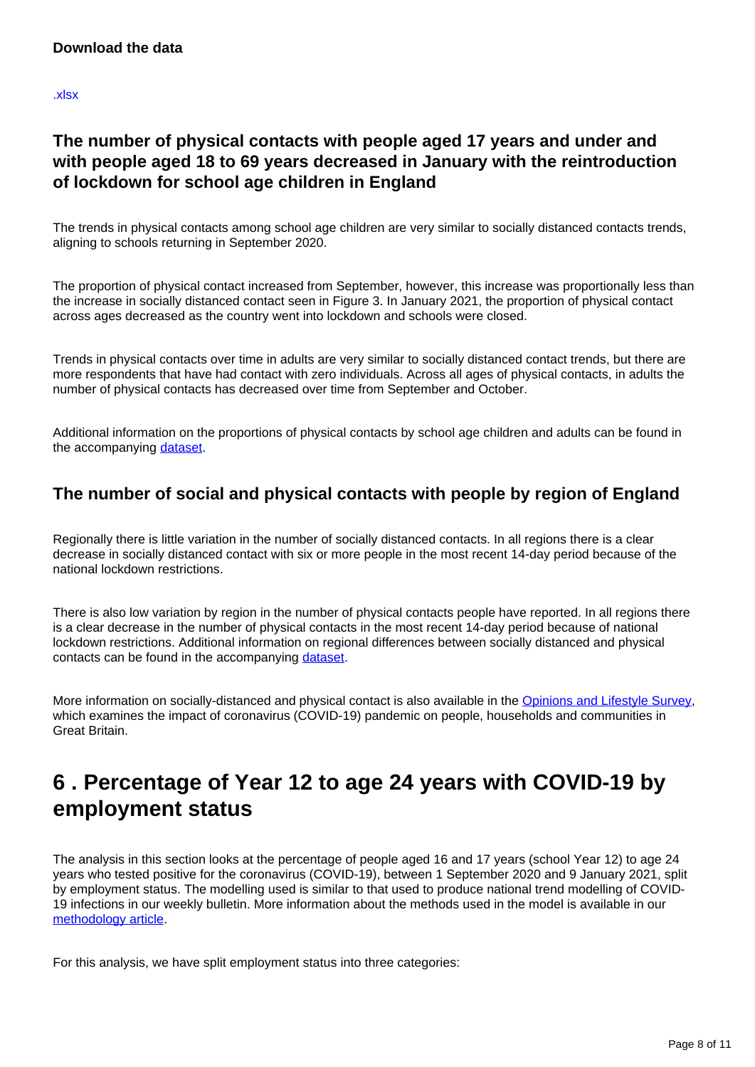**Download the data**

.xlsx

### The number of physical contacts with people aged 17 years and under and with people aged 18 to 69 years decreased in January with the reintroduction of lockdown for school age children in England

The trends in physical contacts among school age children are very similar to socially distanced contacts trends, aligning to schools returning in September 2020.

The proportion of physical contact increased from September, however, this increase was proportionally less than the increase in socially distanced contact seen in Figure 3. In January 2021, the proportion of physical contact across ages decreased as the country went into lockdown and schools were closed.

Trends in physical contacts over time in adults are very similar to socially distanced contact trends, but there are more respondents that have had contact with zero individuals. Across all ages of physical contacts, in adults the number of physical contacts has decreased over time from September and October.

Additional information on the proportions of physical contacts by school age children and adults can be found in the accompanying dataset.

### The number of social and physical contacts with people by region of England

Regionally there is little variation in the number of socially distanced contacts. In all regions there is a clear decrease in socially distanced contact with six or more people in the most recent 14-day period because of the national lockdown restrictions.

There is also low variation by region in the number of physical contacts people have reported. In all regions there is a clear decrease in the number of physical contacts in the most recent 14-day period because of national lockdown restrictions. Additional information on regional differences between socially distanced and physical contacts can be found in the accompanying dataset.

More information on socially-distanced and physical contact is also available in the Opinions and Lifestyle Survey, which examines the impact of coronavirus (COVID-19) pandemic on people, households and communities in Great Britain.

## 6 . Percentage of Year 12 to age 24 years with COVID-19 by employment status

The analysis in this section looks at the percentage of people aged 16 and 17 years (school Year 12) to age 24 years who tested positive for the coronavirus (COVID-19), between 1 September 2020 and 9 January 2021, split by employment status. The modelling used is similar to that used to produce national trend modelling of COVID-19 infections in our weekly bulletin. More information about the methods used in the model is available in our methodology article.

For this analysis, we have split employment status into three categories: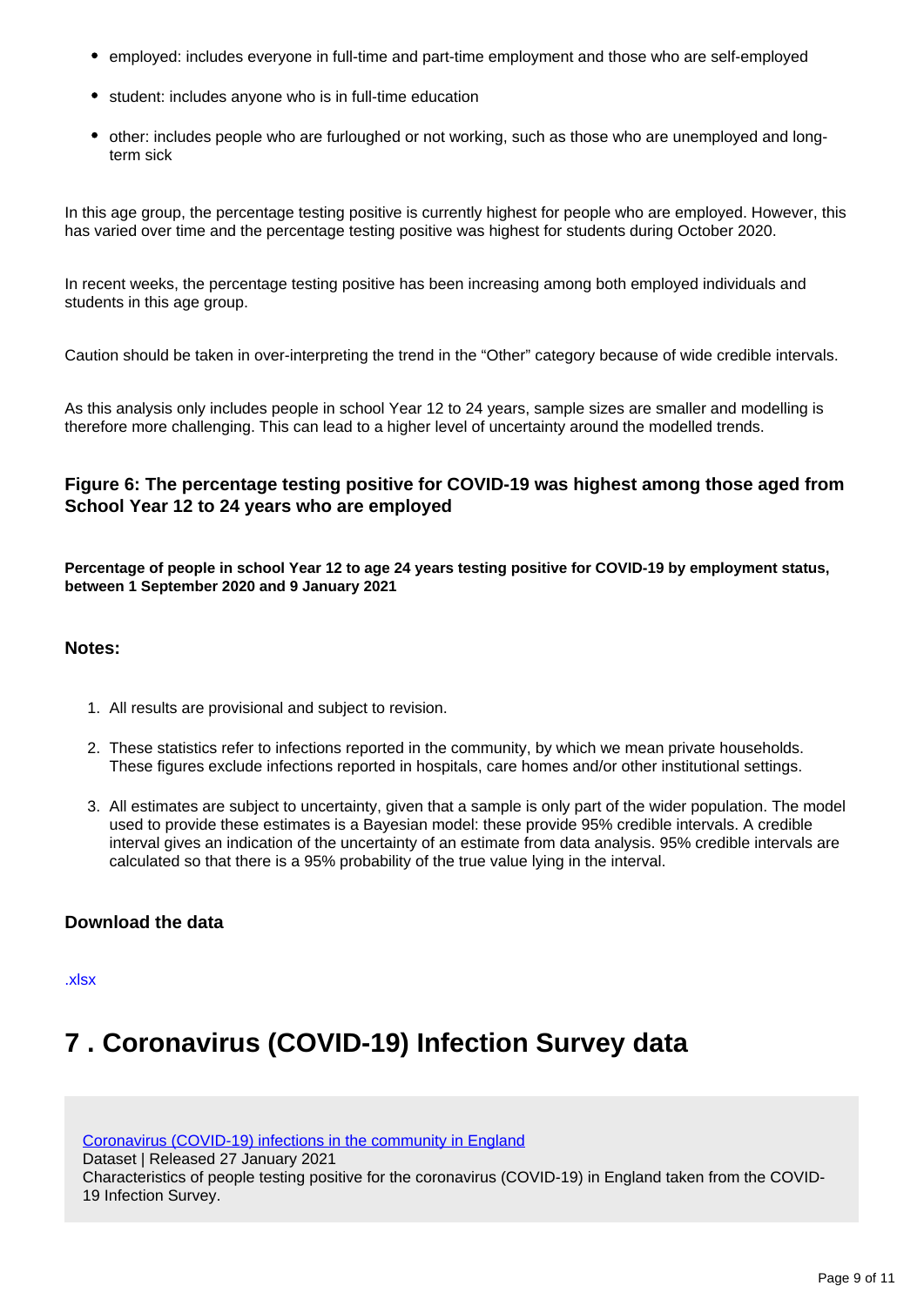- employed: includes everyone in full-time and part-time employment and those who are self-employed
- student: includes anyone who is in full-time education
- other: includes people who are furloughed or not working, such as those who are unemployed and long-term sick

In this age group, the percentage testing positive is currently highest for people who are employed. However, this has varied over time and the percentage testing positive was highest for students during October 2020.

In recent weeks, the percentage testing positive has been increasing among both employed individuals and students in this age group.

Caution should be taken in over-interpreting the trend in the "Other" category because of wide credible intervals.

As this analysis only includes people in school Year 12 to 24 years, sample sizes are smaller and modelling is therefore more challenging. This can lead to a higher level of uncertainty around the modelled trends.

### Figure 6: The percentage testing positive for COVID-19 was highest among those aged from School Year 12 to 24 years who are employed

**Percentage of people in school Year 12 to age 24 years testing positive for COVID-19 by employment status, between 1 September 2020 and 9 January 2021**

### Notes:

1. All results are provisional and subject to revision.
2. These statistics refer to infections reported in the community, by which we mean private households. These figures exclude infections reported in hospitals, care homes and/or other institutional settings.
3. All estimates are subject to uncertainty, given that a sample is only part of the wider population. The model used to provide these estimates is a Bayesian model: these provide 95% credible intervals. A credible interval gives an indication of the uncertainty of an estimate from data analysis. 95% credible intervals are calculated so that there is a 95% probability of the true value lying in the interval.

### Download the data

.xlsx

# 7 . Coronavirus (COVID-19) Infection Survey data

Coronavirus (COVID-19) infections in the community in England
Dataset | Released 27 January 2021
Characteristics of people testing positive for the coronavirus (COVID-19) in England taken from the COVID-19 Infection Survey.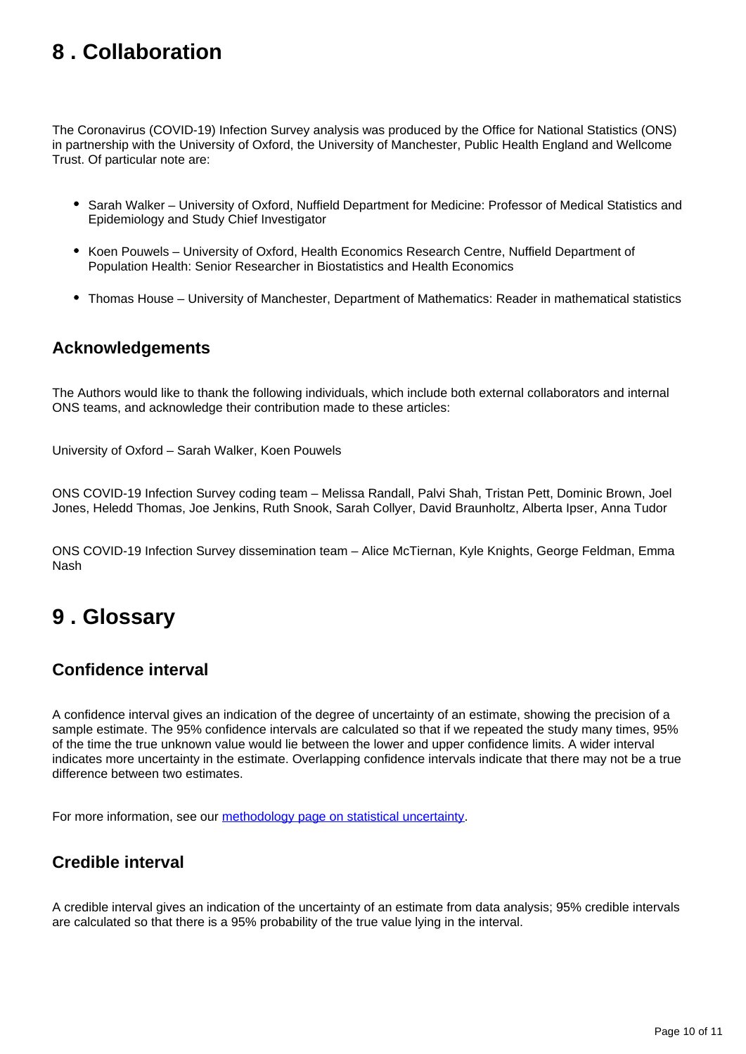# 8 . Collaboration

The Coronavirus (COVID-19) Infection Survey analysis was produced by the Office for National Statistics (ONS) in partnership with the University of Oxford, the University of Manchester, Public Health England and Wellcome Trust. Of particular note are:

- Sarah Walker – University of Oxford, Nuffield Department for Medicine: Professor of Medical Statistics and Epidemiology and Study Chief Investigator
- Koen Pouwels – University of Oxford, Health Economics Research Centre, Nuffield Department of Population Health: Senior Researcher in Biostatistics and Health Economics
- Thomas House – University of Manchester, Department of Mathematics: Reader in mathematical statistics

## Acknowledgements

The Authors would like to thank the following individuals, which include both external collaborators and internal ONS teams, and acknowledge their contribution made to these articles:

University of Oxford – Sarah Walker, Koen Pouwels

ONS COVID-19 Infection Survey coding team – Melissa Randall, Palvi Shah, Tristan Pett, Dominic Brown, Joel Jones, Heledd Thomas, Joe Jenkins, Ruth Snook, Sarah Collyer, David Braunholtz, Alberta Ipser, Anna Tudor

ONS COVID-19 Infection Survey dissemination team – Alice McTiernan, Kyle Knights, George Feldman, Emma Nash

# 9 . Glossary

## Confidence interval

A confidence interval gives an indication of the degree of uncertainty of an estimate, showing the precision of a sample estimate. The 95% confidence intervals are calculated so that if we repeated the study many times, 95% of the time the true unknown value would lie between the lower and upper confidence limits. A wider interval indicates more uncertainty in the estimate. Overlapping confidence intervals indicate that there may not be a true difference between two estimates.

For more information, see our methodology page on statistical uncertainty.

## Credible interval

A credible interval gives an indication of the uncertainty of an estimate from data analysis; 95% credible intervals are calculated so that there is a 95% probability of the true value lying in the interval.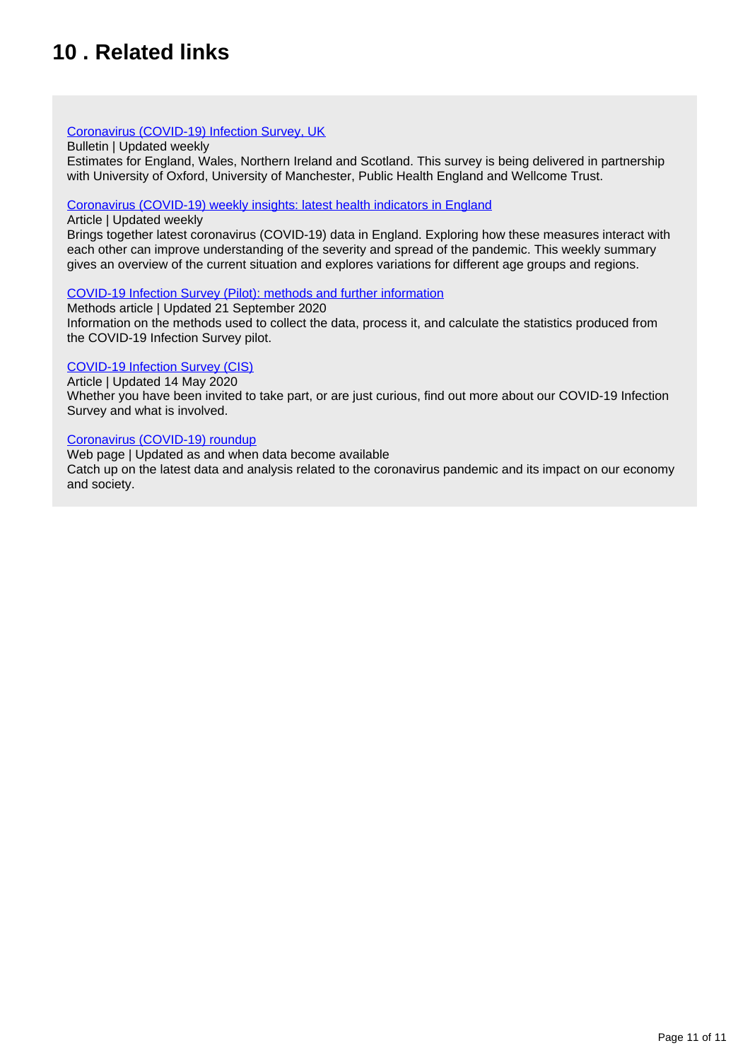## 10 . Related links

[Coronavirus (COVID-19) Infection Survey, UK]
Bulletin | Updated weekly
Estimates for England, Wales, Northern Ireland and Scotland. This survey is being delivered in partnership with University of Oxford, University of Manchester, Public Health England and Wellcome Trust.

[Coronavirus (COVID-19) weekly insights: latest health indicators in England]
Article | Updated weekly
Brings together latest coronavirus (COVID-19) data in England. Exploring how these measures interact with each other can improve understanding of the severity and spread of the pandemic. This weekly summary gives an overview of the current situation and explores variations for different age groups and regions.

[COVID-19 Infection Survey (Pilot): methods and further information]
Methods article | Updated 21 September 2020
Information on the methods used to collect the data, process it, and calculate the statistics produced from the COVID-19 Infection Survey pilot.

[COVID-19 Infection Survey (CIS)]
Article | Updated 14 May 2020
Whether you have been invited to take part, or are just curious, find out more about our COVID-19 Infection Survey and what is involved.

[Coronavirus (COVID-19) roundup]
Web page | Updated as and when data become available
Catch up on the latest data and analysis related to the coronavirus pandemic and its impact on our economy and society.